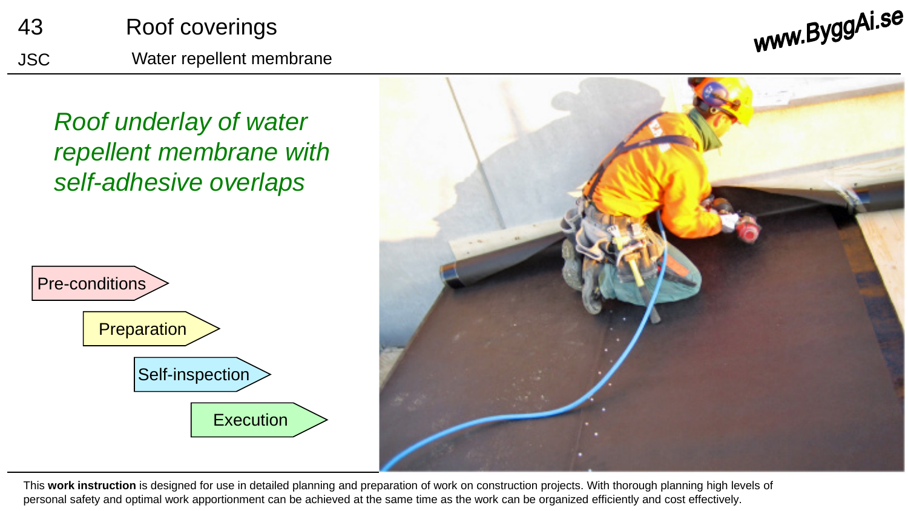43 Roof coverings

JSC Water repellent membrane

www.ByggAi.se

# *Roof underlay of water repellent membrane with self-adhesive overlaps*

- Pre-conditions
- Preparation
- Self-inspection
- Execution

This **work instruction** is designed for use in detailed planning and preparation of work on construction projects. With thorough planning high levels of personal safety and optimal work apportionment can be achieved at the same time as the work can be organized efficiently and cost effectively.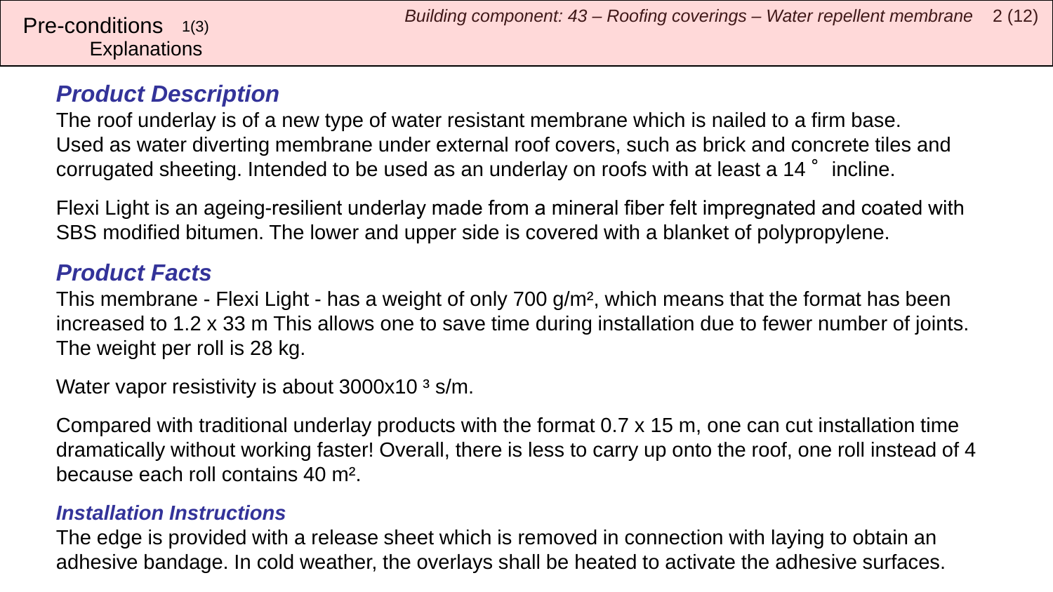Pre-conditions 1(3)
Explanations

## Product Description

The roof underlay is of a new type of water resistant membrane which is nailed to a firm base. Used as water diverting membrane under external roof covers, such as brick and concrete tiles and corrugated sheeting. Intended to be used as an underlay on roofs with at least a 14 ° incline.

Flexi Light is an ageing-resilient underlay made from a mineral fiber felt impregnated and coated with SBS modified bitumen. The lower and upper side is covered with a blanket of polypropylene.

## Product Facts

This membrane - Flexi Light - has a weight of only 700 g/m², which means that the format has been increased to 1.2 x 33 m This allows one to save time during installation due to fewer number of joints. The weight per roll is 28 kg.

Water vapor resistivity is about $3000 \times 10^3$ s/m.

Compared with traditional underlay products with the format 0.7 x 15 m, one can cut installation time dramatically without working faster! Overall, there is less to carry up onto the roof, one roll instead of 4 because each roll contains 40 m².

### Installation Instructions

The edge is provided with a release sheet which is removed in connection with laying to obtain an adhesive bandage. In cold weather, the overlays shall be heated to activate the adhesive surfaces.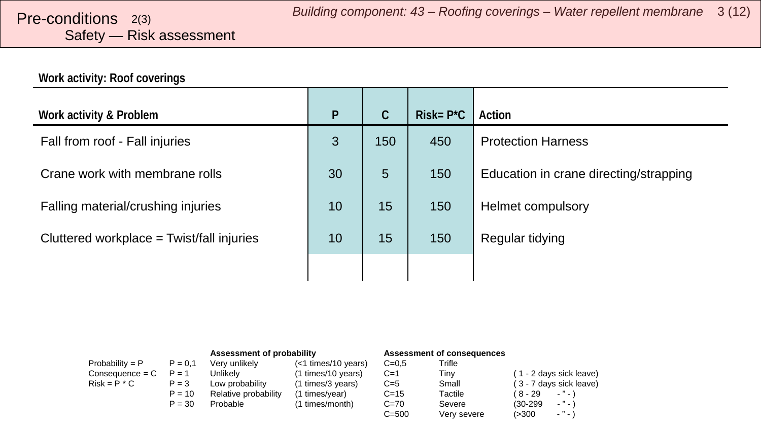# Pre-conditions 2(3)

## Safety — Risk assessment

**Work activity: Roof coverings**

| Work activity & Problem | P | C | Risk= P*C | Action |
|---|---|---|---|---|
| Fall from roof - Fall injuries | 3 | 150 | 450 | Protection Harness |
| Crane work with membrane rolls | 30 | 5 | 150 | Education in crane directing/strapping |
| Falling material/crushing injuries | 10 | 15 | 150 | Helmet compulsory |
| Cluttered workplace = Twist/fall injuries | 10 | 15 | 150 | Regular tidying |
| | | | | |

| | | Assessment of probability | | Assessment of consequences | | |
|---|---|---|---|---|---|---|
| Probability = P | P = 0,1 | Very unlikely | (<1 times/10 years) | C=0,5 | Trifle | |
| Consequence = C | P = 1 | Unlikely | (1 times/10 years) | C=1 | Tiny | ( 1 - 2 days sick leave) |
| Risk = P * C | P = 3 | Low probability | (1 times/3 years) | C=5 | Small | ( 3 - 7 days sick leave) |
| | P = 10 | Relative probability | (1 times/year) | C=15 | Tactile | ( 8 - 29 - " - ) |
| | P = 30 | Probable | (1 times/month) | C=70 | Severe | (30-299 - " - ) |
| | | | | C=500 | Very severe | (>300 - " - ) |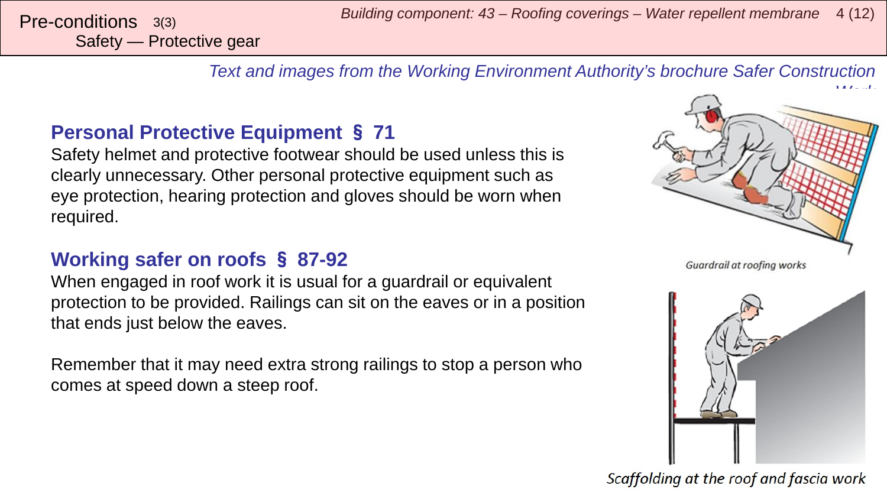Pre-conditions 3(3)
Safety — Protective gear

*Text and images from the Working Environment Authority's brochure Safer Construction Work*

## Personal Protective Equipment § 71

Safety helmet and protective footwear should be used unless this is clearly unnecessary. Other personal protective equipment such as eye protection, hearing protection and gloves should be worn when required.

## Working safer on roofs § 87-92

When engaged in roof work it is usual for a guardrail or equivalent protection to be provided. Railings can sit on the eaves or in a position that ends just below the eaves.

Remember that it may need extra strong railings to stop a person who comes at speed down a steep roof.

*Guardrail at roofing works*

*Scaffolding at the roof and fascia work*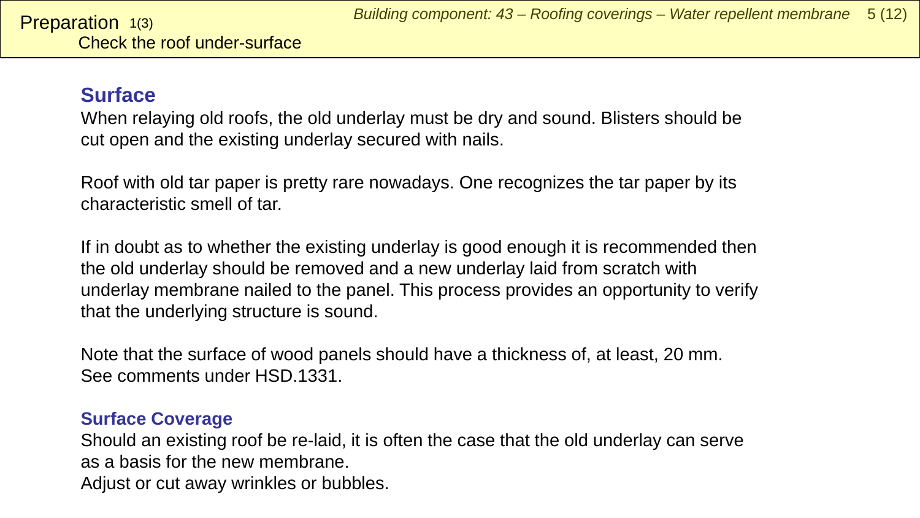# Preparation 1(3)
Check the roof under-surface

## Surface

When relaying old roofs, the old underlay must be dry and sound. Blisters should be cut open and the existing underlay secured with nails.

Roof with old tar paper is pretty rare nowadays. One recognizes the tar paper by its characteristic smell of tar.

If in doubt as to whether the existing underlay is good enough it is recommended then the old underlay should be removed and a new underlay laid from scratch with underlay membrane nailed to the panel. This process provides an opportunity to verify that the underlying structure is sound.

Note that the surface of wood panels should have a thickness of, at least, 20 mm. See comments under HSD.1331.

### Surface Coverage

Should an existing roof be re-laid, it is often the case that the old underlay can serve as a basis for the new membrane.
Adjust or cut away wrinkles or bubbles.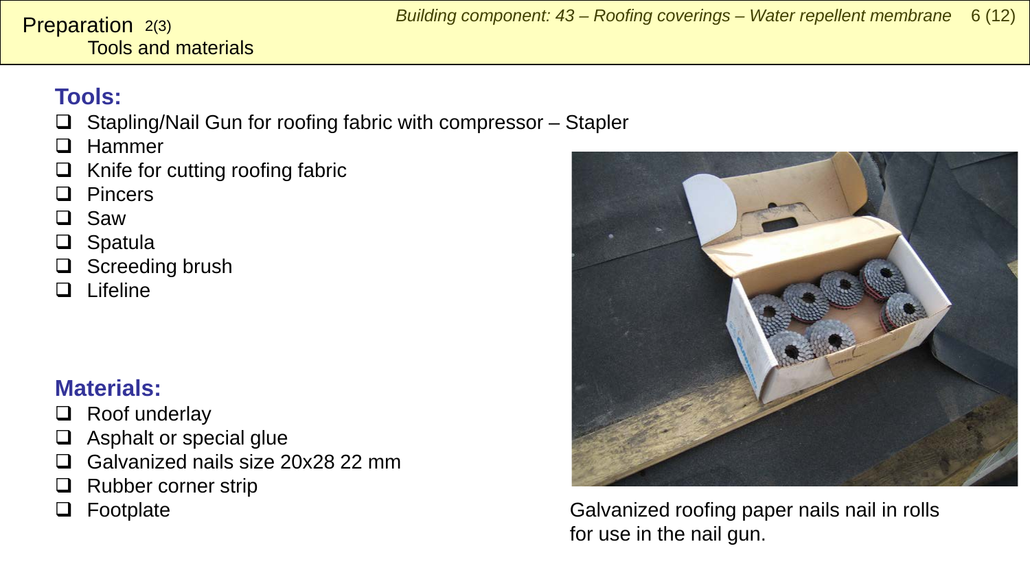# Preparation 2(3)

## Tools and materials

### Tools:

- Stapling/Nail Gun for roofing fabric with compressor – Stapler
- Hammer
- Knife for cutting roofing fabric
- Pincers
- Saw
- Spatula
- Screeding brush
- Lifeline

### Materials:

- Roof underlay
- Asphalt or special glue
- Galvanized nails size 20x28 22 mm
- Rubber corner strip
- Footplate

Galvanized roofing paper nails nail in rolls for use in the nail gun.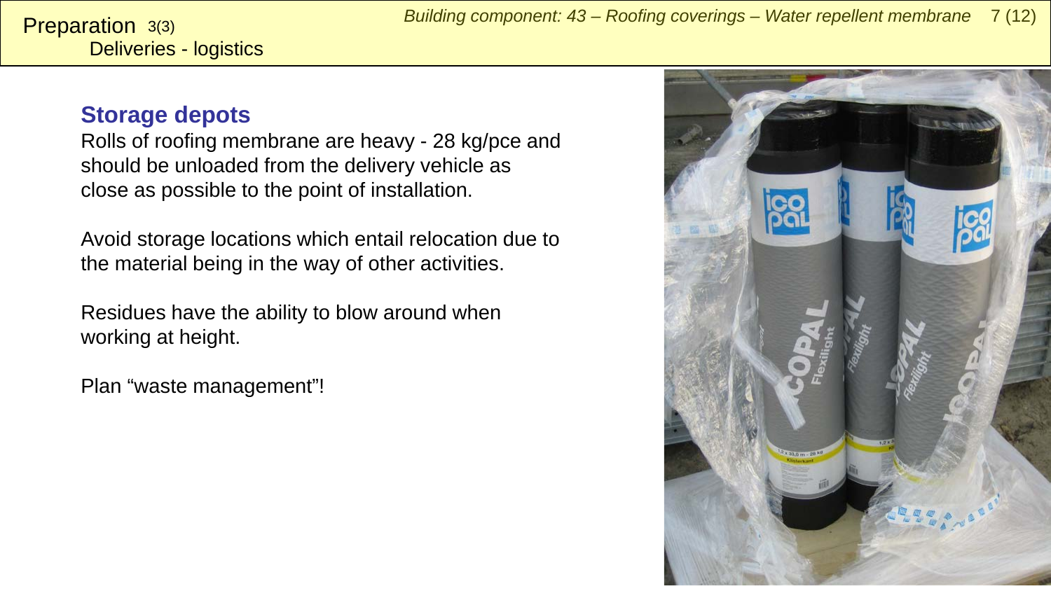# Preparation 3(3)
## Deliveries - logistics

### Storage depots

Rolls of roofing membrane are heavy - 28 kg/pce and should be unloaded from the delivery vehicle as close as possible to the point of installation.

Avoid storage locations which entail relocation due to the material being in the way of other activities.

Residues have the ability to blow around when working at height.

Plan “waste management”!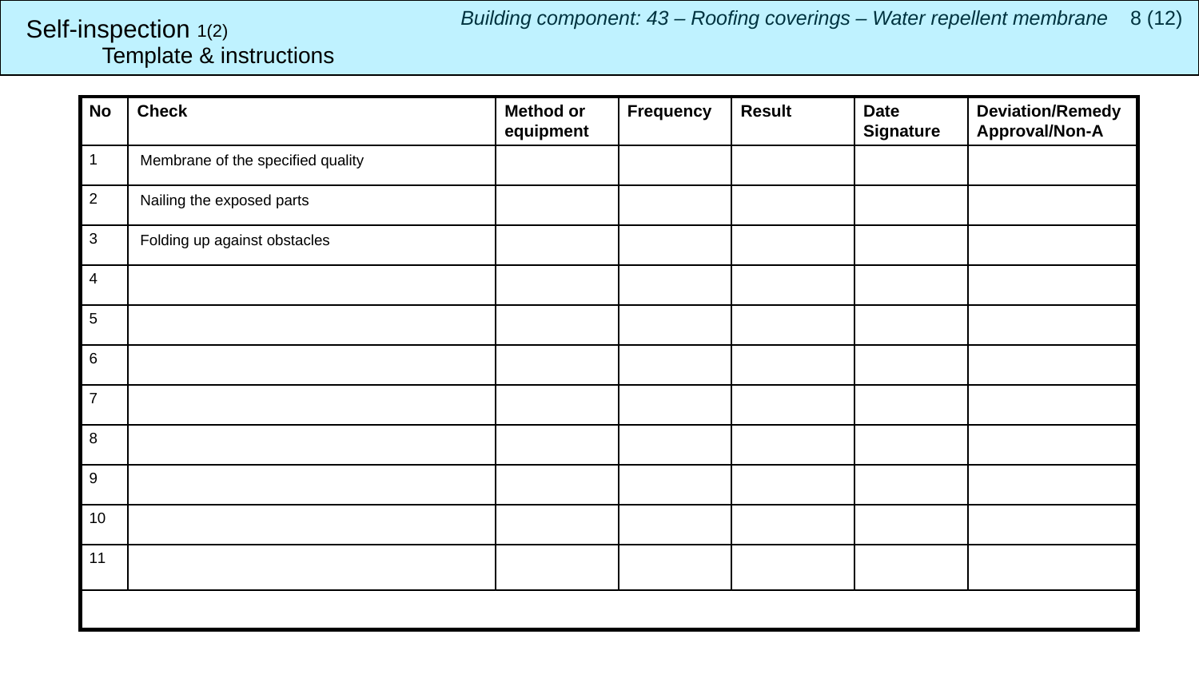# Self-inspection 1(2)

## Template & instructions

*Building component: 43 – Roofing coverings – Water repellent membrane*

| No | Check | Method or equipment | Frequency | Result | Date Signature | Deviation/Remedy Approval/Non-A |
|---|---|---|---|---|---|---|
| 1 | Membrane of the specified quality | | | | | |
| 2 | Nailing the exposed parts | | | | | |
| 3 | Folding up against obstacles | | | | | |
| 4 | | | | | | |
| 5 | | | | | | |
| 6 | | | | | | |
| 7 | | | | | | |
| 8 | | | | | | |
| 9 | | | | | | |
| 10 | | | | | | |
| 11 | | | | | | |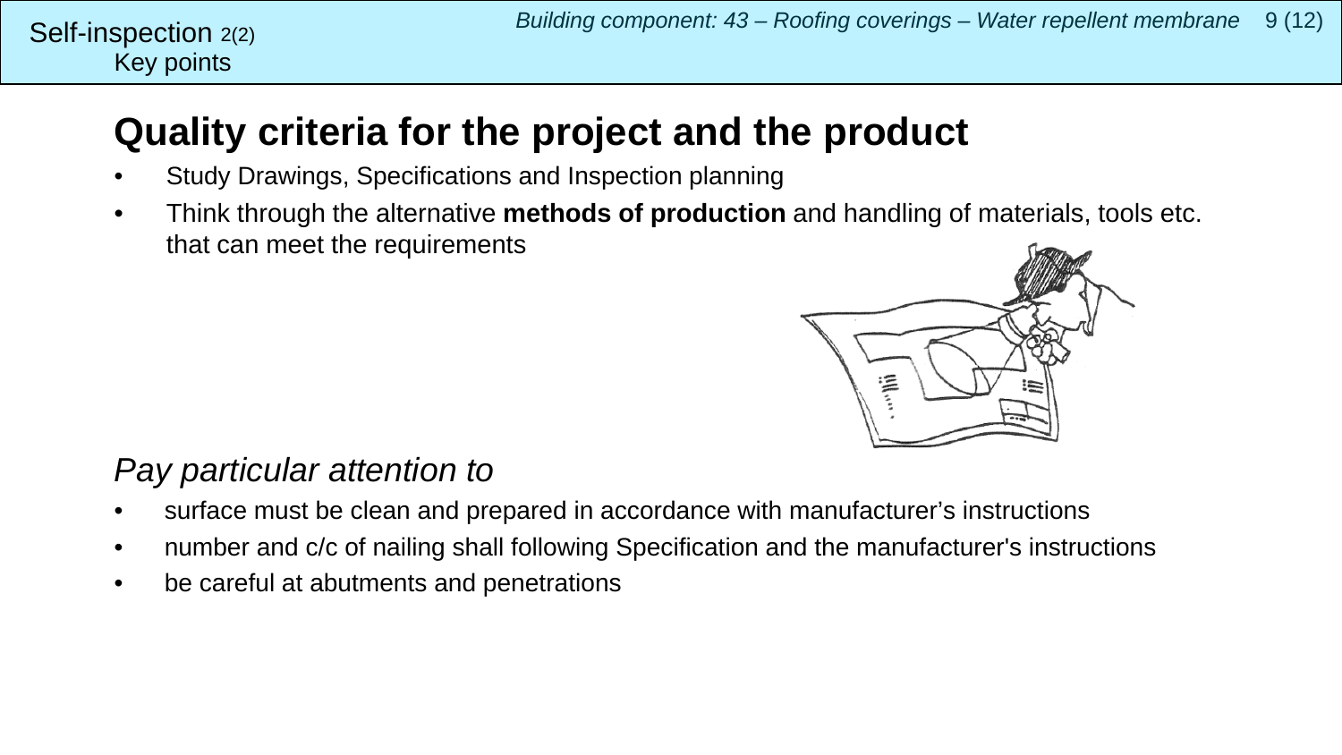Self-inspection 2(2)
Key points

# Quality criteria for the project and the product

- Study Drawings, Specifications and Inspection planning
- Think through the alternative **methods of production** and handling of materials, tools etc. that can meet the requirements

*Pay particular attention to*

- surface must be clean and prepared in accordance with manufacturer's instructions
- number and c/c of nailing shall following Specification and the manufacturer's instructions
- be careful at abutments and penetrations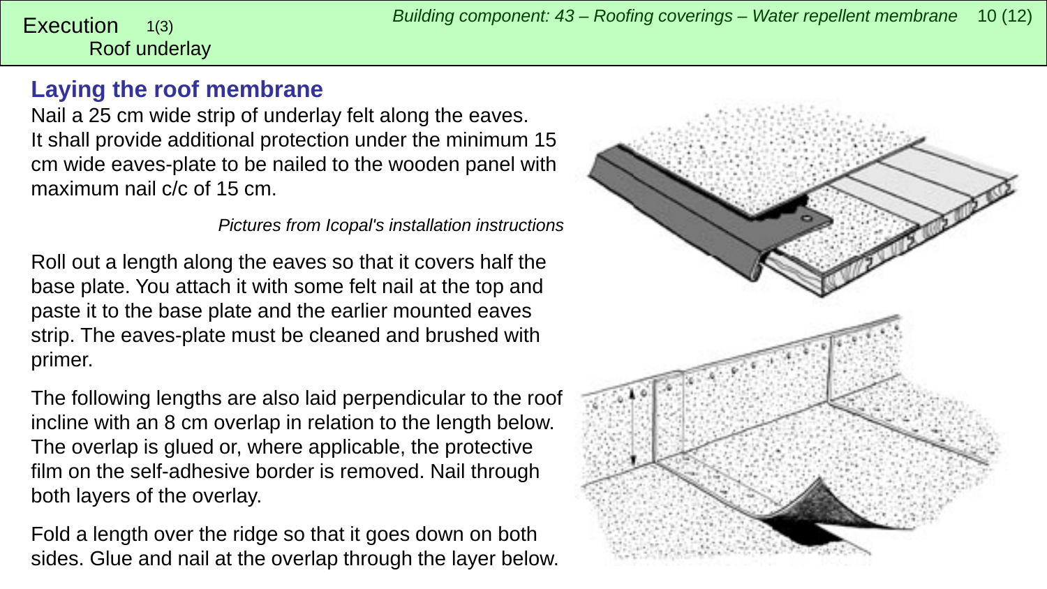## Laying the roof membrane

Nail a 25 cm wide strip of underlay felt along the eaves. It shall provide additional protection under the minimum 15 cm wide eaves-plate to be nailed to the wooden panel with maximum nail c/c of 15 cm.

*Pictures from Icopal's installation instructions*

Roll out a length along the eaves so that it covers half the base plate. You attach it with some felt nail at the top and paste it to the base plate and the earlier mounted eaves strip. The eaves-plate must be cleaned and brushed with primer.

The following lengths are also laid perpendicular to the roof incline with an 8 cm overlap in relation to the length below. The overlap is glued or, where applicable, the protective film on the self-adhesive border is removed. Nail through both layers of the overlay.

Fold a length over the ridge so that it goes down on both sides. Glue and nail at the overlap through the layer below.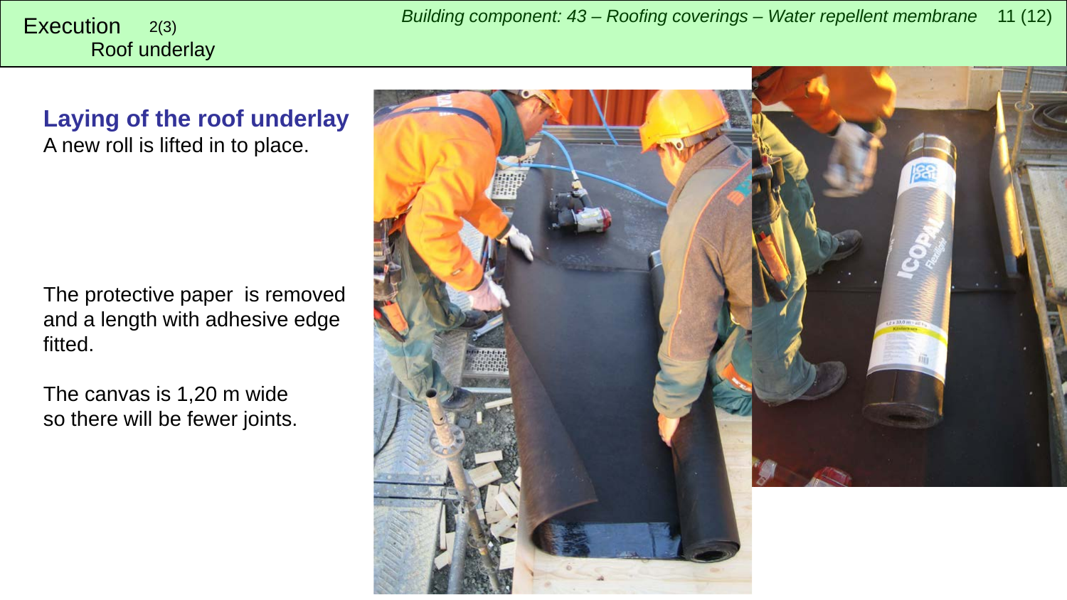Execution 2(3)
Roof underlay

## Laying of the roof underlay

A new roll is lifted in to place.

The protective paper is removed and a length with adhesive edge fitted.

The canvas is 1,20 m wide so there will be fewer joints.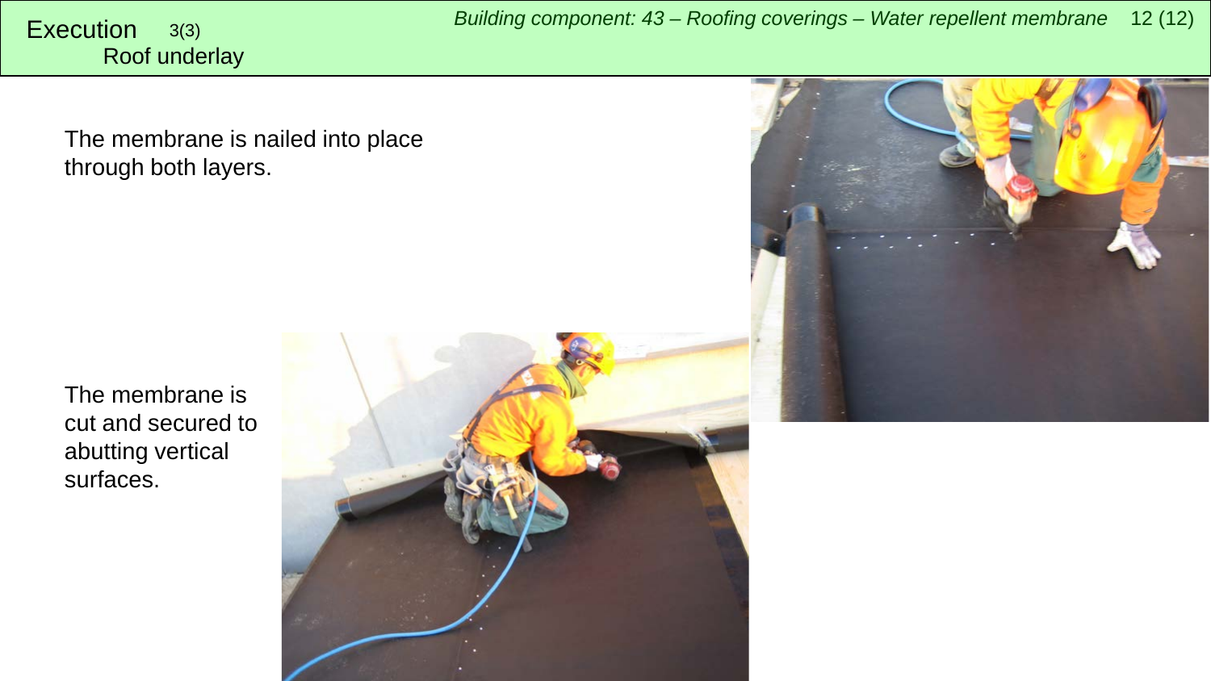# Execution 3(3)

## Roof underlay

The membrane is nailed into place through both layers.

The membrane is cut and secured to abutting vertical surfaces.